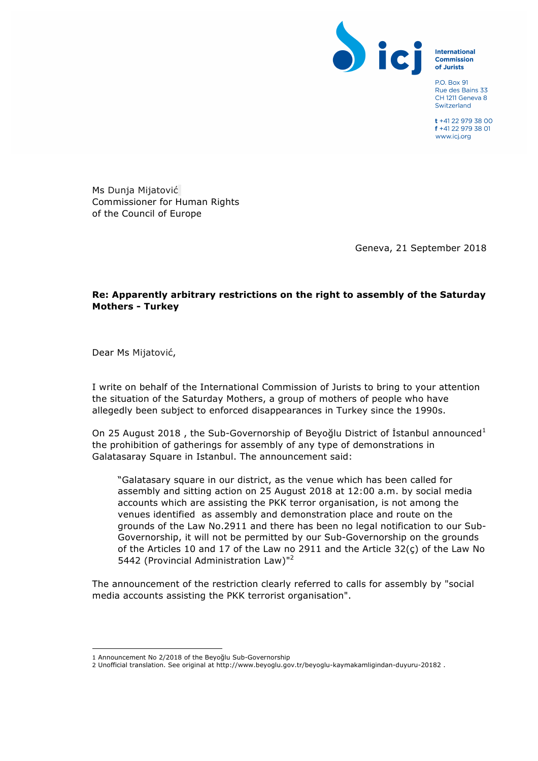International Commission of Jurists

P.O. Box 91
Rue des Bains 33
CH 1211 Geneva 8
Switzerland

t +41 22 979 38 00
f +41 22 979 38 01
www.icj.org

Ms Dunja Mijatović
Commissioner for Human Rights
of the Council of Europe

Geneva, 21 September 2018

**Re: Apparently arbitrary restrictions on the right to assembly of the Saturday Mothers - Turkey**

Dear Ms Mijatović,

I write on behalf of the International Commission of Jurists to bring to your attention the situation of the Saturday Mothers, a group of mothers of people who have allegedly been subject to enforced disappearances in Turkey since the 1990s.

On 25 August 2018 , the Sub-Governorship of Beyoğlu District of İstanbul announced[1] the prohibition of gatherings for assembly of any type of demonstrations in Galatasaray Square in Istanbul. The announcement said:

> "Galatasary square in our district, as the venue which has been called for assembly and sitting action on 25 August 2018 at 12:00 a.m. by social media accounts which are assisting the PKK terror organisation, is not among the venues identified as assembly and demonstration place and route on the grounds of the Law No.2911 and there has been no legal notification to our Sub-Governorship, it will not be permitted by our Sub-Governorship on the grounds of the Articles 10 and 17 of the Law no 2911 and the Article 32(ç) of the Law No 5442 (Provincial Administration Law)"[2]

The announcement of the restriction clearly referred to calls for assembly by "social media accounts assisting the PKK terrorist organisation".

---

1 Announcement No 2/2018 of the Beyoğlu Sub-Governorship

2 Unofficial translation. See original at http://www.beyoglu.gov.tr/beyoglu-kaymakamligindan-duyuru-20182 .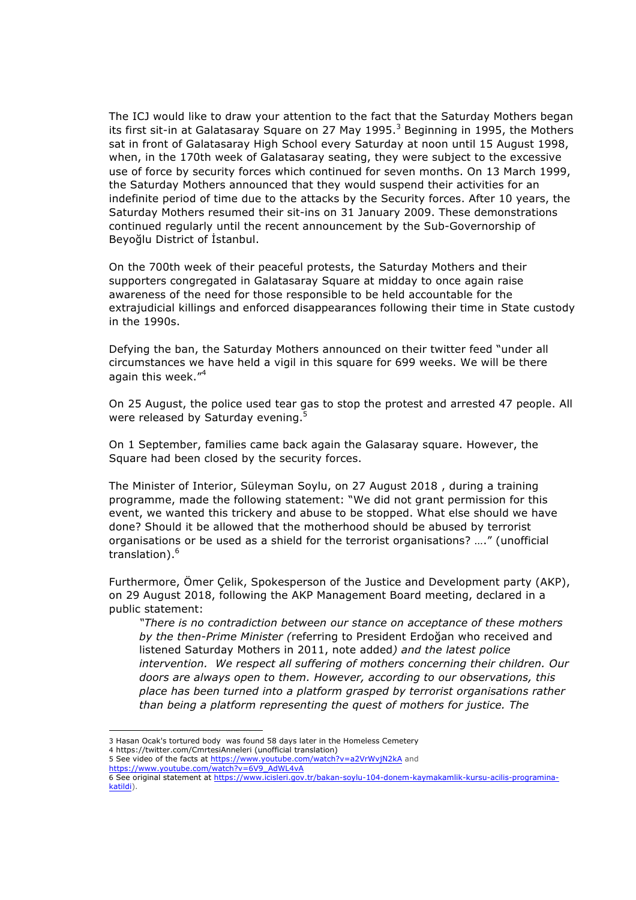The ICJ would like to draw your attention to the fact that the Saturday Mothers began its first sit-in at Galatasaray Square on 27 May 1995.[3] Beginning in 1995, the Mothers sat in front of Galatasaray High School every Saturday at noon until 15 August 1998, when, in the 170th week of Galatasaray seating, they were subject to the excessive use of force by security forces which continued for seven months. On 13 March 1999, the Saturday Mothers announced that they would suspend their activities for an indefinite period of time due to the attacks by the Security forces. After 10 years, the Saturday Mothers resumed their sit-ins on 31 January 2009. These demonstrations continued regularly until the recent announcement by the Sub-Governorship of Beyoğlu District of İstanbul.

On the 700th week of their peaceful protests, the Saturday Mothers and their supporters congregated in Galatasaray Square at midday to once again raise awareness of the need for those responsible to be held accountable for the extrajudicial killings and enforced disappearances following their time in State custody in the 1990s.

Defying the ban, the Saturday Mothers announced on their twitter feed "under all circumstances we have held a vigil in this square for 699 weeks. We will be there again this week."[4]

On 25 August, the police used tear gas to stop the protest and arrested 47 people. All were released by Saturday evening.[5]

On 1 September, families came back again the Galasaray square. However, the Square had been closed by the security forces.

The Minister of Interior, Süleyman Soylu, on 27 August 2018 , during a training programme, made the following statement: "We did not grant permission for this event, we wanted this trickery and abuse to be stopped. What else should we have done? Should it be allowed that the motherhood should be abused by terrorist organisations or be used as a shield for the terrorist organisations? …." (unofficial translation).[6]

Furthermore, Ömer Çelik, Spokesperson of the Justice and Development party (AKP), on 29 August 2018, following the AKP Management Board meeting, declared in a public statement:

> *"There is no contradiction between our stance on acceptance of these mothers by the then-Prime Minister (*referring to President Erdoğan who received and listened Saturday Mothers in 2011, note added*) and the latest police intervention. We respect all suffering of mothers concerning their children. Our doors are always open to them. However, according to our observations, this place has been turned into a platform grasped by terrorist organisations rather than being a platform representing the quest of mothers for justice. The*

---

3 Hasan Ocak's tortured body was found 58 days later in the Homeless Cemetery

4 https://twitter.com/CmrtesiAnneleri (unofficial translation)

5 See video of the facts at https://www.youtube.com/watch?v=a2VrWvjN2kA and https://www.youtube.com/watch?v=6V9_AdWL4vA

6 See original statement at https://www.icisleri.gov.tr/bakan-soylu-104-donem-kaymakamlik-kursu-acilis-programina-katildi).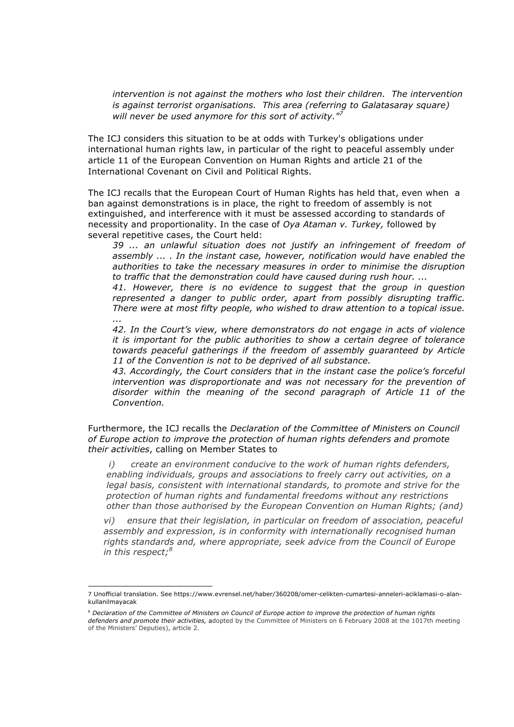*intervention is not against the mothers who lost their children. The intervention is against terrorist organisations. This area (referring to Galatasaray square) will never be used anymore for this sort of activity."*[7]

The ICJ considers this situation to be at odds with Turkey's obligations under international human rights law, in particular of the right to peaceful assembly under article 11 of the European Convention on Human Rights and article 21 of the International Covenant on Civil and Political Rights.

The ICJ recalls that the European Court of Human Rights has held that, even when a ban against demonstrations is in place, the right to freedom of assembly is not extinguished, and interference with it must be assessed according to standards of necessity and proportionality. In the case of *Oya Ataman v. Turkey,* followed by several repetitive cases, the Court held:

> *39 ... an unlawful situation does not justify an infringement of freedom of assembly ... . In the instant case, however, notification would have enabled the authorities to take the necessary measures in order to minimise the disruption to traffic that the demonstration could have caused during rush hour. ...*
>
> *41. However, there is no evidence to suggest that the group in question represented a danger to public order, apart from possibly disrupting traffic. There were at most fifty people, who wished to draw attention to a topical issue. ...*
>
> *42. In the Court's view, where demonstrators do not engage in acts of violence it is important for the public authorities to show a certain degree of tolerance towards peaceful gatherings if the freedom of assembly guaranteed by Article 11 of the Convention is not to be deprived of all substance.*
>
> *43. Accordingly, the Court considers that in the instant case the police's forceful intervention was disproportionate and was not necessary for the prevention of disorder within the meaning of the second paragraph of Article 11 of the Convention.*

Furthermore, the ICJ recalls the *Declaration of the Committee of Ministers on Council of Europe action to improve the protection of human rights defenders and promote their activities*, calling on Member States to

> *i) create an environment conducive to the work of human rights defenders, enabling individuals, groups and associations to freely carry out activities, on a legal basis, consistent with international standards, to promote and strive for the protection of human rights and fundamental freedoms without any restrictions other than those authorised by the European Convention on Human Rights; (and)*
>
> *vi) ensure that their legislation, in particular on freedom of association, peaceful assembly and expression, is in conformity with internationally recognised human rights standards and, where appropriate, seek advice from the Council of Europe in this respect;*[8]

---

7 Unofficial translation. See https://www.evrensel.net/haber/360208/omer-celikten-cumartesi-anneleri-aciklamasi-o-alan-kullanilmayacak

8 *Declaration of the Committee of Ministers on Council of Europe action to improve the protection of human rights defenders and promote their activities,* adopted by the Committee of Ministers on 6 February 2008 at the 1017th meeting of the Ministers' Deputies), article 2.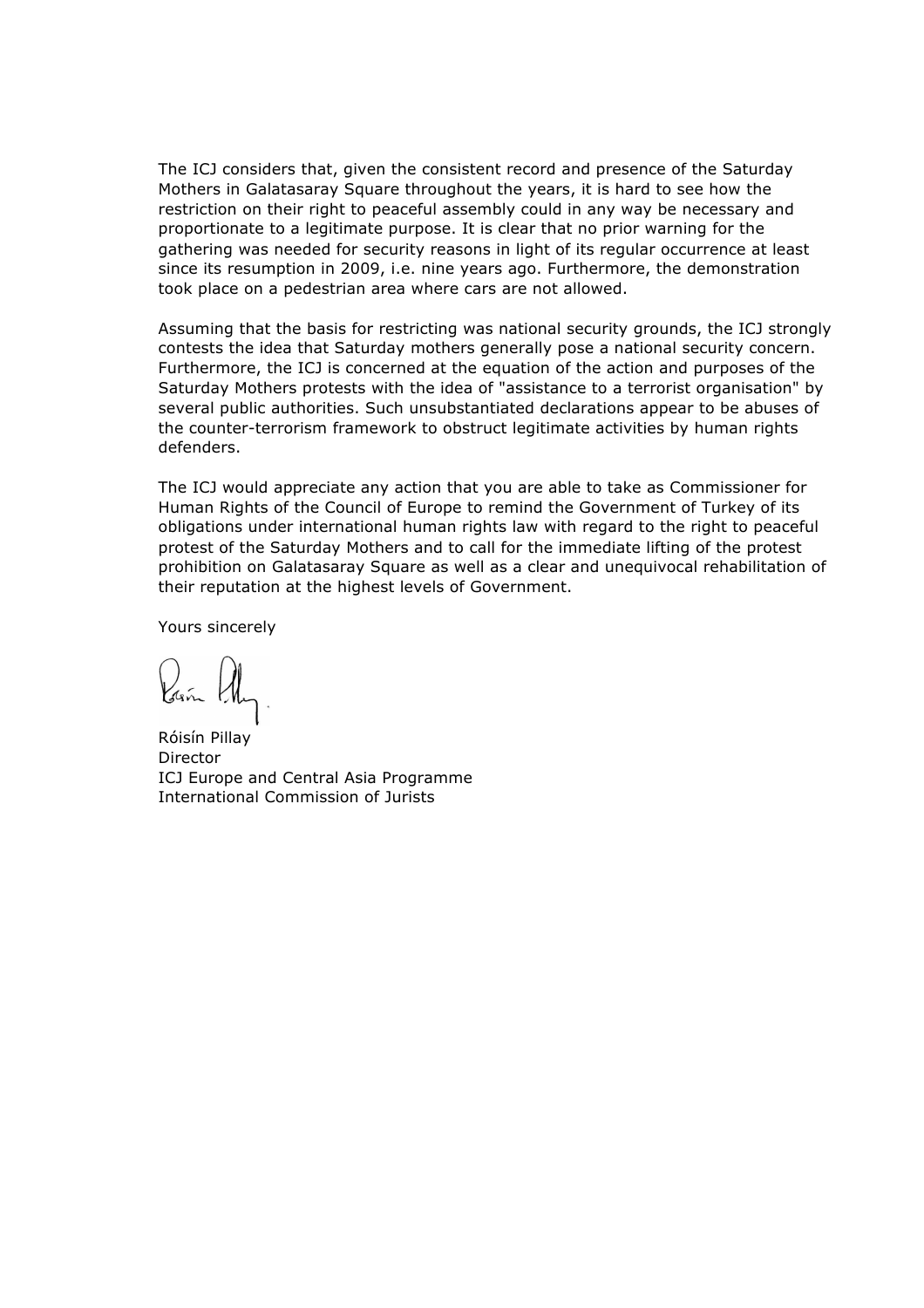The ICJ considers that, given the consistent record and presence of the Saturday Mothers in Galatasaray Square throughout the years, it is hard to see how the restriction on their right to peaceful assembly could in any way be necessary and proportionate to a legitimate purpose. It is clear that no prior warning for the gathering was needed for security reasons in light of its regular occurrence at least since its resumption in 2009, i.e. nine years ago. Furthermore, the demonstration took place on a pedestrian area where cars are not allowed.

Assuming that the basis for restricting was national security grounds, the ICJ strongly contests the idea that Saturday mothers generally pose a national security concern. Furthermore, the ICJ is concerned at the equation of the action and purposes of the Saturday Mothers protests with the idea of "assistance to a terrorist organisation" by several public authorities. Such unsubstantiated declarations appear to be abuses of the counter-terrorism framework to obstruct legitimate activities by human rights defenders.

The ICJ would appreciate any action that you are able to take as Commissioner for Human Rights of the Council of Europe to remind the Government of Turkey of its obligations under international human rights law with regard to the right to peaceful protest of the Saturday Mothers and to call for the immediate lifting of the protest prohibition on Galatasaray Square as well as a clear and unequivocal rehabilitation of their reputation at the highest levels of Government.

Yours sincerely

Róisín Pillay
Director
ICJ Europe and Central Asia Programme
International Commission of Jurists